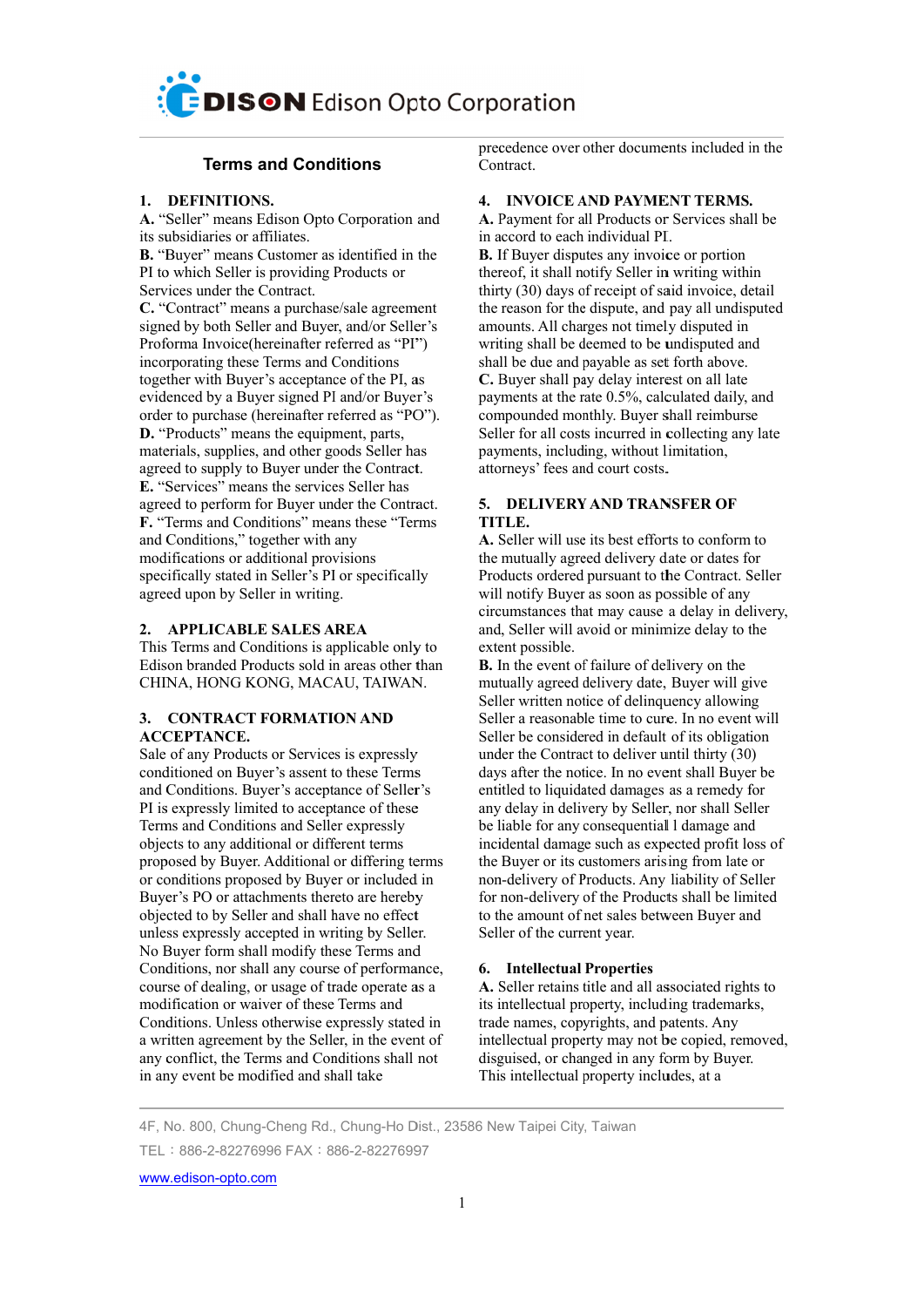# Terms and Conditions

## 1. DEFINITIONS.

**A.** "Seller" means Edison Opto Corporation and its subsidiaries or affiliates.
**B.** "Buyer" means Customer as identified in the PI to which Seller is providing Products or Services under the Contract.
**C.** "Contract" means a purchase/sale agreement signed by both Seller and Buyer, and/or Seller's Proforma Invoice(hereinafter referred as "PI") incorporating these Terms and Conditions together with Buyer's acceptance of the PI, as evidenced by a Buyer signed PI and/or Buyer's order to purchase (hereinafter referred as "PO").
**D.** "Products" means the equipment, parts, materials, supplies, and other goods Seller has agreed to supply to Buyer under the Contract.
**E.** "Services" means the services Seller has agreed to perform for Buyer under the Contract.
**F.** "Terms and Conditions" means these "Terms and Conditions," together with any modifications or additional provisions specifically stated in Seller's PI or specifically agreed upon by Seller in writing.

## 2. APPLICABLE SALES AREA

This Terms and Conditions is applicable only to Edison branded Products sold in areas other than CHINA, HONG KONG, MACAU, TAIWAN.

## 3. CONTRACT FORMATION AND ACCEPTANCE.

Sale of any Products or Services is expressly conditioned on Buyer's assent to these Terms and Conditions. Buyer's acceptance of Seller's PI is expressly limited to acceptance of these Terms and Conditions and Seller expressly objects to any additional or different terms proposed by Buyer. Additional or differing terms or conditions proposed by Buyer or included in Buyer's PO or attachments thereto are hereby objected to by Seller and shall have no effect unless expressly accepted in writing by Seller. No Buyer form shall modify these Terms and Conditions, nor shall any course of performance, course of dealing, or usage of trade operate as a modification or waiver of these Terms and Conditions. Unless otherwise expressly stated in a written agreement by the Seller, in the event of any conflict, the Terms and Conditions shall not in any event be modified and shall take precedence over other documents included in the Contract.

## 4. INVOICE AND PAYMENT TERMS.

**A.** Payment for all Products or Services shall be in accord to each individual PI.
**B.** If Buyer disputes any invoice or portion thereof, it shall notify Seller in writing within thirty (30) days of receipt of said invoice, detail the reason for the dispute, and pay all undisputed amounts. All charges not timely disputed in writing shall be deemed to be undisputed and shall be due and payable as set forth above.
**C.** Buyer shall pay delay interest on all late payments at the rate 0.5%, calculated daily, and compounded monthly. Buyer shall reimburse Seller for all costs incurred in collecting any late payments, including, without limitation, attorneys' fees and court costs.

## 5. DELIVERY AND TRANSFER OF TITLE.

**A.** Seller will use its best efforts to conform to the mutually agreed delivery date or dates for Products ordered pursuant to the Contract. Seller will notify Buyer as soon as possible of any circumstances that may cause a delay in delivery, and, Seller will avoid or minimize delay to the extent possible.
**B.** In the event of failure of delivery on the mutually agreed delivery date, Buyer will give Seller written notice of delinquency allowing Seller a reasonable time to cure. In no event will Seller be considered in default of its obligation under the Contract to deliver until thirty (30) days after the notice. In no event shall Buyer be entitled to liquidated damages as a remedy for any delay in delivery by Seller, nor shall Seller be liable for any consequential l damage and incidental damage such as expected profit loss of the Buyer or its customers arising from late or non-delivery of Products. Any liability of Seller for non-delivery of the Products shall be limited to the amount of net sales between Buyer and Seller of the current year.

## 6. Intellectual Properties

**A.** Seller retains title and all associated rights to its intellectual property, including trademarks, trade names, copyrights, and patents. Any intellectual property may not be copied, removed, disguised, or changed in any form by Buyer. This intellectual property includes, at a

4F, No. 800, Chung-Cheng Rd., Chung-Ho Dist., 23586 New Taipei City, Taiwan
TEL：886-2-82276996 FAX：886-2-82276997
www.edison-opto.com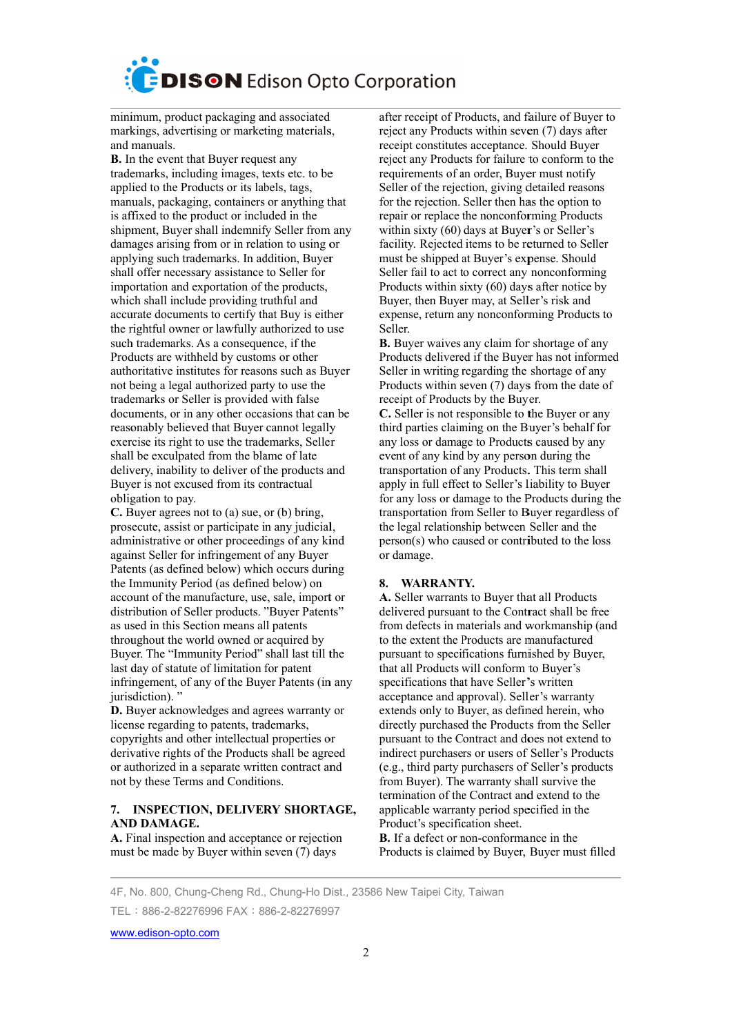minimum, product packaging and associated markings, advertising or marketing materials, and manuals.

**B.** In the event that Buyer request any trademarks, including images, texts etc. to be applied to the Products or its labels, tags, manuals, packaging, containers or anything that is affixed to the product or included in the shipment, Buyer shall indemnify Seller from any damages arising from or in relation to using or applying such trademarks. In addition, Buyer shall offer necessary assistance to Seller for importation and exportation of the products, which shall include providing truthful and accurate documents to certify that Buy is either the rightful owner or lawfully authorized to use such trademarks. As a consequence, if the Products are withheld by customs or other authoritative institutes for reasons such as Buyer not being a legal authorized party to use the trademarks or Seller is provided with false documents, or in any other occasions that can be reasonably believed that Buyer cannot legally exercise its right to use the trademarks, Seller shall be exculpated from the blame of late delivery, inability to deliver of the products and Buyer is not excused from its contractual obligation to pay.

**C.** Buyer agrees not to (a) sue, or (b) bring, prosecute, assist or participate in any judicial, administrative or other proceedings of any kind against Seller for infringement of any Buyer Patents (as defined below) which occurs during the Immunity Period (as defined below) on account of the manufacture, use, sale, import or distribution of Seller products. "Buyer Patents" as used in this Section means all patents throughout the world owned or acquired by Buyer. The "Immunity Period" shall last till the last day of statute of limitation for patent infringement, of any of the Buyer Patents (in any jurisdiction). "

**D.** Buyer acknowledges and agrees warranty or license regarding to patents, trademarks, copyrights and other intellectual properties or derivative rights of the Products shall be agreed or authorized in a separate written contract and not by these Terms and Conditions.

## 7. INSPECTION, DELIVERY SHORTAGE, AND DAMAGE.

**A.** Final inspection and acceptance or rejection must be made by Buyer within seven (7) days after receipt of Products, and failure of Buyer to reject any Products within seven (7) days after receipt constitutes acceptance. Should Buyer reject any Products for failure to conform to the requirements of an order, Buyer must notify Seller of the rejection, giving detailed reasons for the rejection. Seller then has the option to repair or replace the nonconforming Products within sixty (60) days at Buyer's or Seller's facility. Rejected items to be returned to Seller must be shipped at Buyer's expense. Should Seller fail to act to correct any nonconforming Products within sixty (60) days after notice by Buyer, then Buyer may, at Seller's risk and expense, return any nonconforming Products to Seller.

**B.** Buyer waives any claim for shortage of any Products delivered if the Buyer has not informed Seller in writing regarding the shortage of any Products within seven (7) days from the date of receipt of Products by the Buyer.

**C.** Seller is not responsible to the Buyer or any third parties claiming on the Buyer's behalf for any loss or damage to Products caused by any event of any kind by any person during the transportation of any Products. This term shall apply in full effect to Seller's liability to Buyer for any loss or damage to the Products during the transportation from Seller to Buyer regardless of the legal relationship between Seller and the person(s) who caused or contributed to the loss or damage.

## 8. WARRANTY.

**A.** Seller warrants to Buyer that all Products delivered pursuant to the Contract shall be free from defects in materials and workmanship (and to the extent the Products are manufactured pursuant to specifications furnished by Buyer, that all Products will conform to Buyer's specifications that have Seller's written acceptance and approval). Seller's warranty extends only to Buyer, as defined herein, who directly purchased the Products from the Seller pursuant to the Contract and does not extend to indirect purchasers or users of Seller's Products (e.g., third party purchasers of Seller's products from Buyer). The warranty shall survive the termination of the Contract and extend to the applicable warranty period specified in the Product's specification sheet.

**B.** If a defect or non-conformance in the Products is claimed by Buyer, Buyer must filled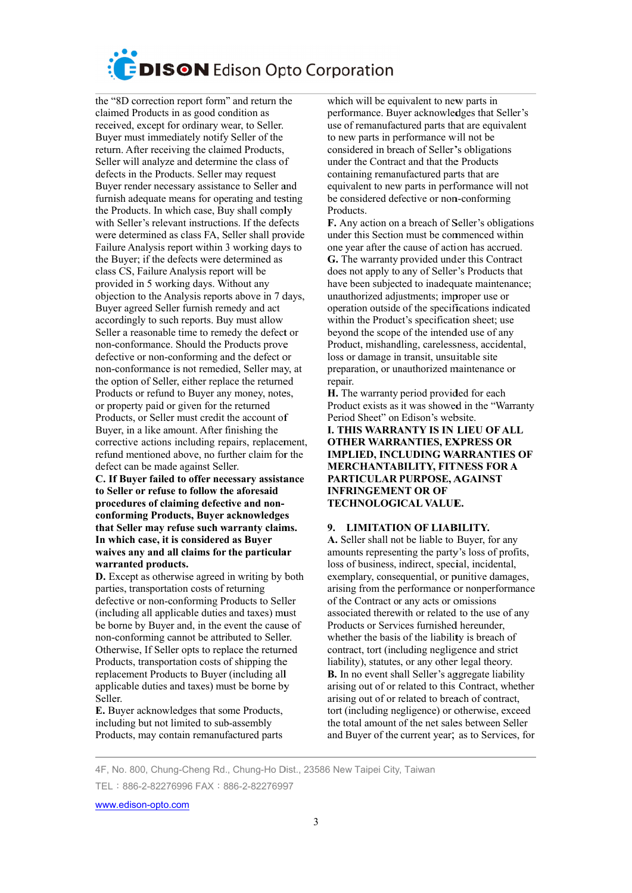the “8D correction report form” and return the claimed Products in as good condition as received, except for ordinary wear, to Seller. Buyer must immediately notify Seller of the return. After receiving the claimed Products, Seller will analyze and determine the class of defects in the Products. Seller may request Buyer render necessary assistance to Seller and furnish adequate means for operating and testing the Products. In which case, Buy shall comply with Seller’s relevant instructions. If the defects were determined as class FA, Seller shall provide Failure Analysis report within 3 working days to the Buyer; if the defects were determined as class CS, Failure Analysis report will be provided in 5 working days. Without any objection to the Analysis reports above in 7 days, Buyer agreed Seller furnish remedy and act accordingly to such reports. Buy must allow Seller a reasonable time to remedy the defect or non-conformance. Should the Products prove defective or non-conforming and the defect or non-conformance is not remedied, Seller may, at the option of Seller, either replace the returned Products or refund to Buyer any money, notes, or property paid or given for the returned Products, or Seller must credit the account of Buyer, in a like amount. After finishing the corrective actions including repairs, replacement, refund mentioned above, no further claim for the defect can be made against Seller.

**C. If Buyer failed to offer necessary assistance to Seller or refuse to follow the aforesaid procedures of claiming defective and non-conforming Products, Buyer acknowledges that Seller may refuse such warranty claims. In which case, it is considered as Buyer waives any and all claims for the particular warranted products.**

**D.** Except as otherwise agreed in writing by both parties, transportation costs of returning defective or non-conforming Products to Seller (including all applicable duties and taxes) must be borne by Buyer and, in the event the cause of non-conforming cannot be attributed to Seller. Otherwise, If Seller opts to replace the returned Products, transportation costs of shipping the replacement Products to Buyer (including all applicable duties and taxes) must be borne by Seller.

**E.** Buyer acknowledges that some Products, including but not limited to sub-assembly Products, may contain remanufactured parts which will be equivalent to new parts in performance. Buyer acknowledges that Seller’s use of remanufactured parts that are equivalent to new parts in performance will not be considered in breach of Seller’s obligations under the Contract and that the Products containing remanufactured parts that are equivalent to new parts in performance will not be considered defective or non-conforming Products.

**F.** Any action on a breach of Seller’s obligations under this Section must be commenced within one year after the cause of action has accrued.

**G.** The warranty provided under this Contract does not apply to any of Seller’s Products that have been subjected to inadequate maintenance; unauthorized adjustments; improper use or operation outside of the specifications indicated within the Product’s specification sheet; use beyond the scope of the intended use of any Product, mishandling, carelessness, accidental, loss or damage in transit, unsuitable site preparation, or unauthorized maintenance or repair.

**H.** The warranty period provided for each Product exists as it was showed in the “Warranty Period Sheet” on Edison’s website.

**I. THIS WARRANTY IS IN LIEU OF ALL OTHER WARRANTIES, EXPRESS OR IMPLIED, INCLUDING WARRANTIES OF MERCHANTABILITY, FITNESS FOR A PARTICULAR PURPOSE, AGAINST INFRINGEMENT OR OF TECHNOLOGICAL VALUE.**

## 9. LIMITATION OF LIABILITY.

**A.** Seller shall not be liable to Buyer, for any amounts representing the party’s loss of profits, loss of business, indirect, special, incidental, exemplary, consequential, or punitive damages, arising from the performance or nonperformance of the Contract or any acts or omissions associated therewith or related to the use of any Products or Services furnished hereunder, whether the basis of the liability is breach of contract, tort (including negligence and strict liability), statutes, or any other legal theory.

**B.** In no event shall Seller’s aggregate liability arising out of or related to this Contract, whether arising out of or related to breach of contract, tort (including negligence) or otherwise, exceed the total amount of the net sales between Seller and Buyer of the current year; as to Services, for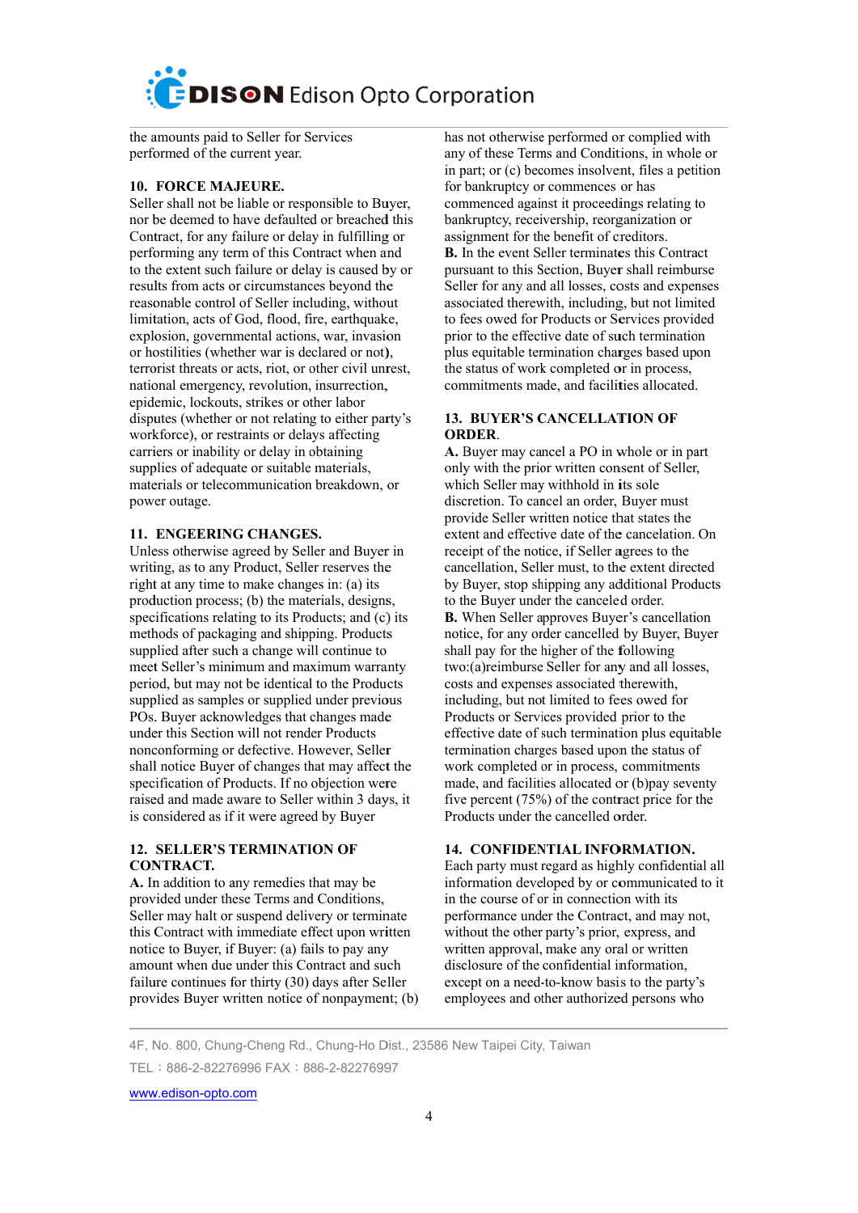the amounts paid to Seller for Services performed of the current year.

## 10. FORCE MAJEURE.

Seller shall not be liable or responsible to Buyer, nor be deemed to have defaulted or breached this Contract, for any failure or delay in fulfilling or performing any term of this Contract when and to the extent such failure or delay is caused by or results from acts or circumstances beyond the reasonable control of Seller including, without limitation, acts of God, flood, fire, earthquake, explosion, governmental actions, war, invasion or hostilities (whether war is declared or not), terrorist threats or acts, riot, or other civil unrest, national emergency, revolution, insurrection, epidemic, lockouts, strikes or other labor disputes (whether or not relating to either party's workforce), or restraints or delays affecting carriers or inability or delay in obtaining supplies of adequate or suitable materials, materials or telecommunication breakdown, or power outage.

## 11. ENGEERING CHANGES.

Unless otherwise agreed by Seller and Buyer in writing, as to any Product, Seller reserves the right at any time to make changes in: (a) its production process; (b) the materials, designs, specifications relating to its Products; and (c) its methods of packaging and shipping. Products supplied after such a change will continue to meet Seller's minimum and maximum warranty period, but may not be identical to the Products supplied as samples or supplied under previous POs. Buyer acknowledges that changes made under this Section will not render Products nonconforming or defective. However, Seller shall notice Buyer of changes that may affect the specification of Products. If no objection were raised and made aware to Seller within 3 days, it is considered as if it were agreed by Buyer

## 12. SELLER'S TERMINATION OF CONTRACT.

**A.** In addition to any remedies that may be provided under these Terms and Conditions, Seller may halt or suspend delivery or terminate this Contract with immediate effect upon written notice to Buyer, if Buyer: (a) fails to pay any amount when due under this Contract and such failure continues for thirty (30) days after Seller provides Buyer written notice of nonpayment; (b) has not otherwise performed or complied with any of these Terms and Conditions, in whole or in part; or (c) becomes insolvent, files a petition for bankruptcy or commences or has commenced against it proceedings relating to bankruptcy, receivership, reorganization or assignment for the benefit of creditors.

**B.** In the event Seller terminates this Contract pursuant to this Section, Buyer shall reimburse Seller for any and all losses, costs and expenses associated therewith, including, but not limited to fees owed for Products or Services provided prior to the effective date of such termination plus equitable termination charges based upon the status of work completed or in process, commitments made, and facilities allocated.

## 13. BUYER'S CANCELLATION OF ORDER.

**A.** Buyer may cancel a PO in whole or in part only with the prior written consent of Seller, which Seller may withhold in its sole discretion. To cancel an order, Buyer must provide Seller written notice that states the extent and effective date of the cancellation. On receipt of the notice, if Seller agrees to the cancellation, Seller must, to the extent directed by Buyer, stop shipping any additional Products to the Buyer under the canceled order.

**B.** When Seller approves Buyer's cancellation notice, for any order cancelled by Buyer, Buyer shall pay for the higher of the following two:(a)reimburse Seller for any and all losses, costs and expenses associated therewith, including, but not limited to fees owed for Products or Services provided prior to the effective date of such termination plus equitable termination charges based upon the status of work completed or in process, commitments made, and facilities allocated or (b)pay seventy five percent (75%) of the contract price for the Products under the cancelled order.

## 14. CONFIDENTIAL INFORMATION.

Each party must regard as highly confidential all information developed by or communicated to it in the course of or in connection with its performance under the Contract, and may not, without the other party's prior, express, and written approval, make any oral or written disclosure of the confidential information, except on a need-to-know basis to the party's employees and other authorized persons who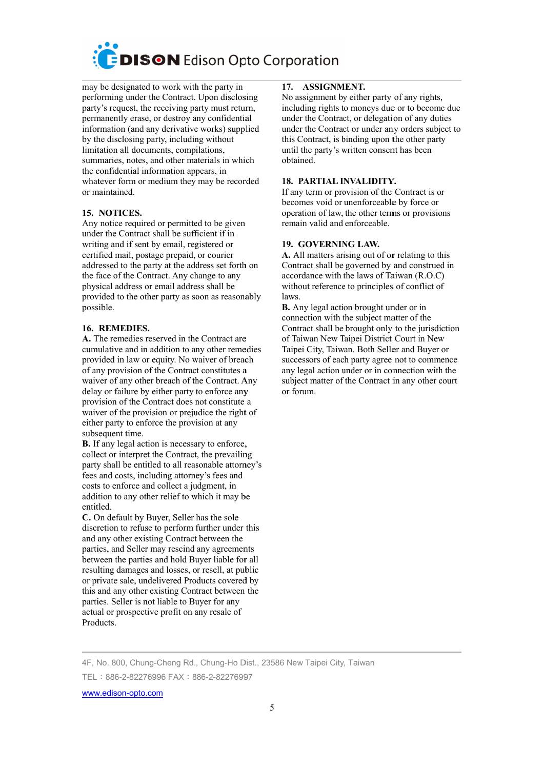may be designated to work with the party in performing under the Contract. Upon disclosing party's request, the receiving party must return, permanently erase, or destroy any confidential information (and any derivative works) supplied by the disclosing party, including without limitation all documents, compilations, summaries, notes, and other materials in which the confidential information appears, in whatever form or medium they may be recorded or maintained.

**15. NOTICES.**

Any notice required or permitted to be given under the Contract shall be sufficient if in writing and if sent by email, registered or certified mail, postage prepaid, or courier addressed to the party at the address set forth on the face of the Contract. Any change to any physical address or email address shall be provided to the other party as soon as reasonably possible.

**16. REMEDIES.**

**A.** The remedies reserved in the Contract are cumulative and in addition to any other remedies provided in law or equity. No waiver of breach of any provision of the Contract constitutes a waiver of any other breach of the Contract. Any delay or failure by either party to enforce any provision of the Contract does not constitute a waiver of the provision or prejudice the right of either party to enforce the provision at any subsequent time.

**B.** If any legal action is necessary to enforce, collect or interpret the Contract, the prevailing party shall be entitled to all reasonable attorney's fees and costs, including attorney's fees and costs to enforce and collect a judgment, in addition to any other relief to which it may be entitled.

**C.** On default by Buyer, Seller has the sole discretion to refuse to perform further under this and any other existing Contract between the parties, and Seller may rescind any agreements between the parties and hold Buyer liable for all resulting damages and losses, or resell, at public or private sale, undelivered Products covered by this and any other existing Contract between the parties. Seller is not liable to Buyer for any actual or prospective profit on any resale of Products.

**17. ASSIGNMENT.**

No assignment by either party of any rights, including rights to moneys due or to become due under the Contract, or delegation of any duties under the Contract or under any orders subject to this Contract, is binding upon the other party until the party's written consent has been obtained.

**18. PARTIAL INVALIDITY.**

If any term or provision of the Contract is or becomes void or unenforceable by force or operation of law, the other terms or provisions remain valid and enforceable.

**19. GOVERNING LAW.**

**A.** All matters arising out of or relating to this Contract shall be governed by and construed in accordance with the laws of Taiwan (R.O.C) without reference to principles of conflict of laws.

**B.** Any legal action brought under or in connection with the subject matter of the Contract shall be brought only to the jurisdiction of Taiwan New Taipei District Court in New Taipei City, Taiwan. Both Seller and Buyer or successors of each party agree not to commence any legal action under or in connection with the subject matter of the Contract in any other court or forum.